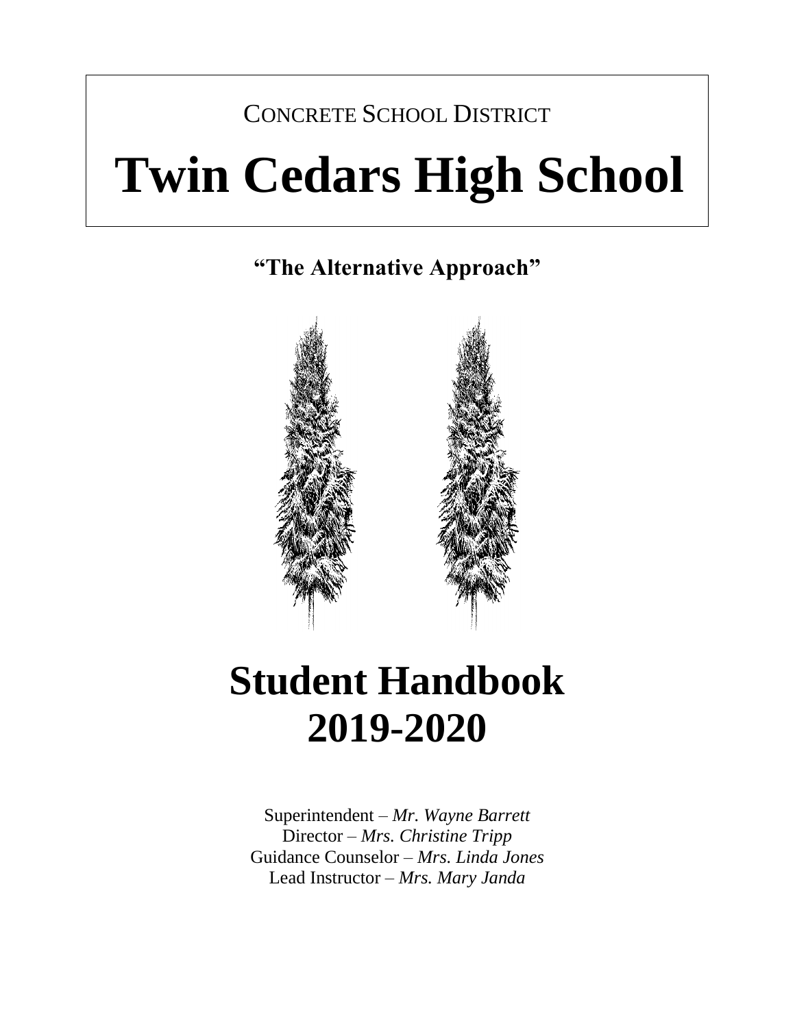CONCRETE SCHOOL DISTRICT

# Twin Cedars High School

**"The Alternative Approach"**

# Student Handbook 2019-2020

Superintendent – *Mr. Wayne Barrett*
Director – *Mrs. Christine Tripp*
Guidance Counselor – *Mrs. Linda Jones*
Lead Instructor – *Mrs. Mary Janda*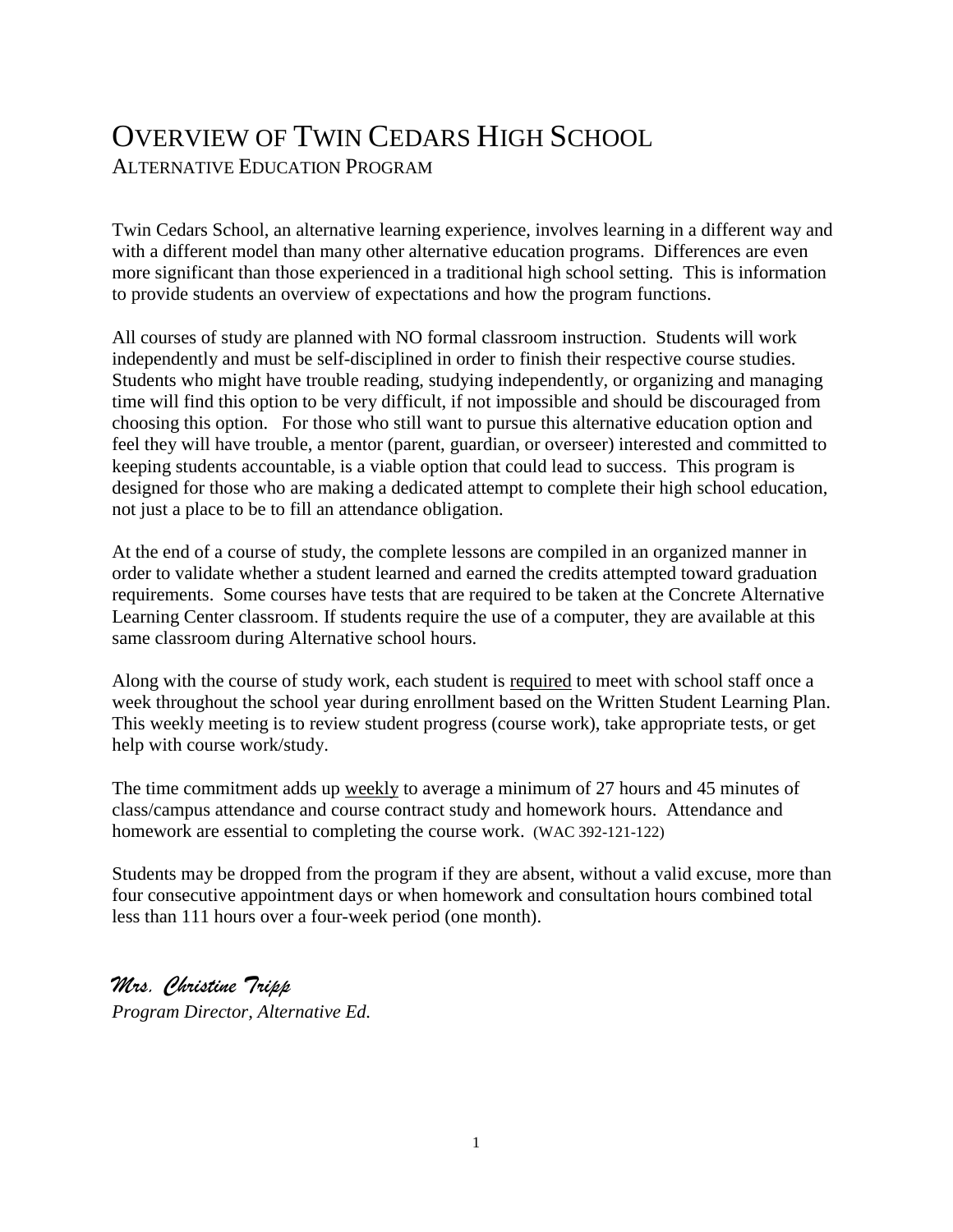# Overview of Twin Cedars High School

## Alternative Education Program

Twin Cedars School, an alternative learning experience, involves learning in a different way and with a different model than many other alternative education programs. Differences are even more significant than those experienced in a traditional high school setting. This is information to provide students an overview of expectations and how the program functions.

All courses of study are planned with NO formal classroom instruction. Students will work independently and must be self-disciplined in order to finish their respective course studies. Students who might have trouble reading, studying independently, or organizing and managing time will find this option to be very difficult, if not impossible and should be discouraged from choosing this option. For those who still want to pursue this alternative education option and feel they will have trouble, a mentor (parent, guardian, or overseer) interested and committed to keeping students accountable, is a viable option that could lead to success. This program is designed for those who are making a dedicated attempt to complete their high school education, not just a place to be to fill an attendance obligation.

At the end of a course of study, the complete lessons are compiled in an organized manner in order to validate whether a student learned and earned the credits attempted toward graduation requirements. Some courses have tests that are required to be taken at the Concrete Alternative Learning Center classroom. If students require the use of a computer, they are available at this same classroom during Alternative school hours.

Along with the course of study work, each student is required to meet with school staff once a week throughout the school year during enrollment based on the Written Student Learning Plan. This weekly meeting is to review student progress (course work), take appropriate tests, or get help with course work/study.

The time commitment adds up weekly to average a minimum of 27 hours and 45 minutes of class/campus attendance and course contract study and homework hours. Attendance and homework are essential to completing the course work. (WAC 392-121-122)

Students may be dropped from the program if they are absent, without a valid excuse, more than four consecutive appointment days or when homework and consultation hours combined total less than 111 hours over a four-week period (one month).

*Mrs. Christine Tripp*
*Program Director, Alternative Ed.*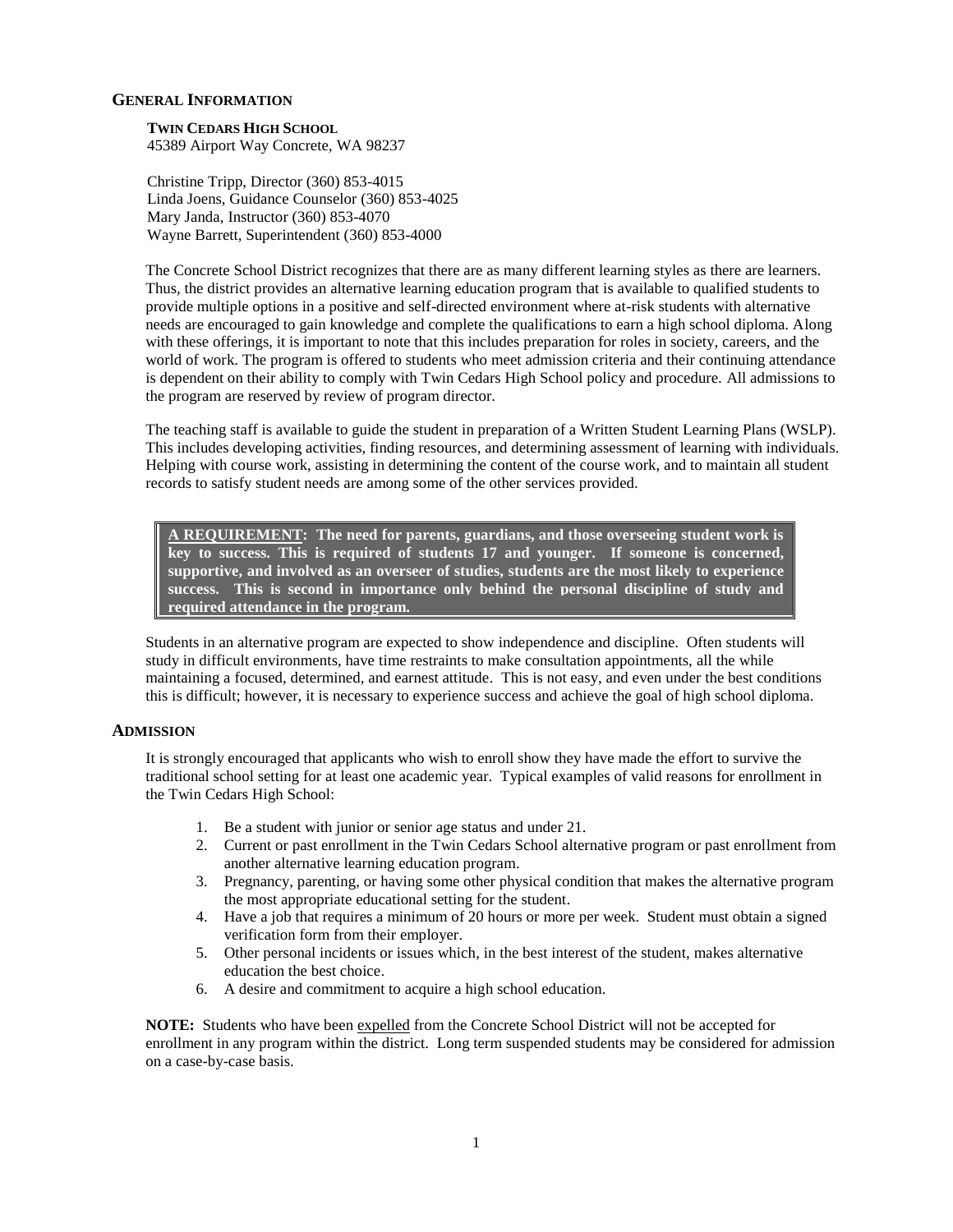## GENERAL INFORMATION

**TWIN CEDARS HIGH SCHOOL**
45389 Airport Way Concrete, WA 98237

Christine Tripp, Director (360) 853-4015
Linda Joens, Guidance Counselor (360) 853-4025
Mary Janda, Instructor (360) 853-4070
Wayne Barrett, Superintendent (360) 853-4000

The Concrete School District recognizes that there are as many different learning styles as there are learners. Thus, the district provides an alternative learning education program that is available to qualified students to provide multiple options in a positive and self-directed environment where at-risk students with alternative needs are encouraged to gain knowledge and complete the qualifications to earn a high school diploma. Along with these offerings, it is important to note that this includes preparation for roles in society, careers, and the world of work. The program is offered to students who meet admission criteria and their continuing attendance is dependent on their ability to comply with Twin Cedars High School policy and procedure. All admissions to the program are reserved by review of program director.

The teaching staff is available to guide the student in preparation of a Written Student Learning Plans (WSLP). This includes developing activities, finding resources, and determining assessment of learning with individuals. Helping with course work, assisting in determining the content of the course work, and to maintain all student records to satisfy student needs are among some of the other services provided.

**A REQUIREMENT: The need for parents, guardians, and those overseeing student work is key to success. This is required of students 17 and younger. If someone is concerned, supportive, and involved as an overseer of studies, students are the most likely to experience success. This is second in importance only behind the personal discipline of study and required attendance in the program.**

Students in an alternative program are expected to show independence and discipline. Often students will study in difficult environments, have time restraints to make consultation appointments, all the while maintaining a focused, determined, and earnest attitude. This is not easy, and even under the best conditions this is difficult; however, it is necessary to experience success and achieve the goal of high school diploma.

## ADMISSION

It is strongly encouraged that applicants who wish to enroll show they have made the effort to survive the traditional school setting for at least one academic year. Typical examples of valid reasons for enrollment in the Twin Cedars High School:

1. Be a student with junior or senior age status and under 21.
2. Current or past enrollment in the Twin Cedars School alternative program or past enrollment from another alternative learning education program.
3. Pregnancy, parenting, or having some other physical condition that makes the alternative program the most appropriate educational setting for the student.
4. Have a job that requires a minimum of 20 hours or more per week. Student must obtain a signed verification form from their employer.
5. Other personal incidents or issues which, in the best interest of the student, makes alternative education the best choice.
6. A desire and commitment to acquire a high school education.

**NOTE:** Students who have been expelled from the Concrete School District will not be accepted for enrollment in any program within the district. Long term suspended students may be considered for admission on a case-by-case basis.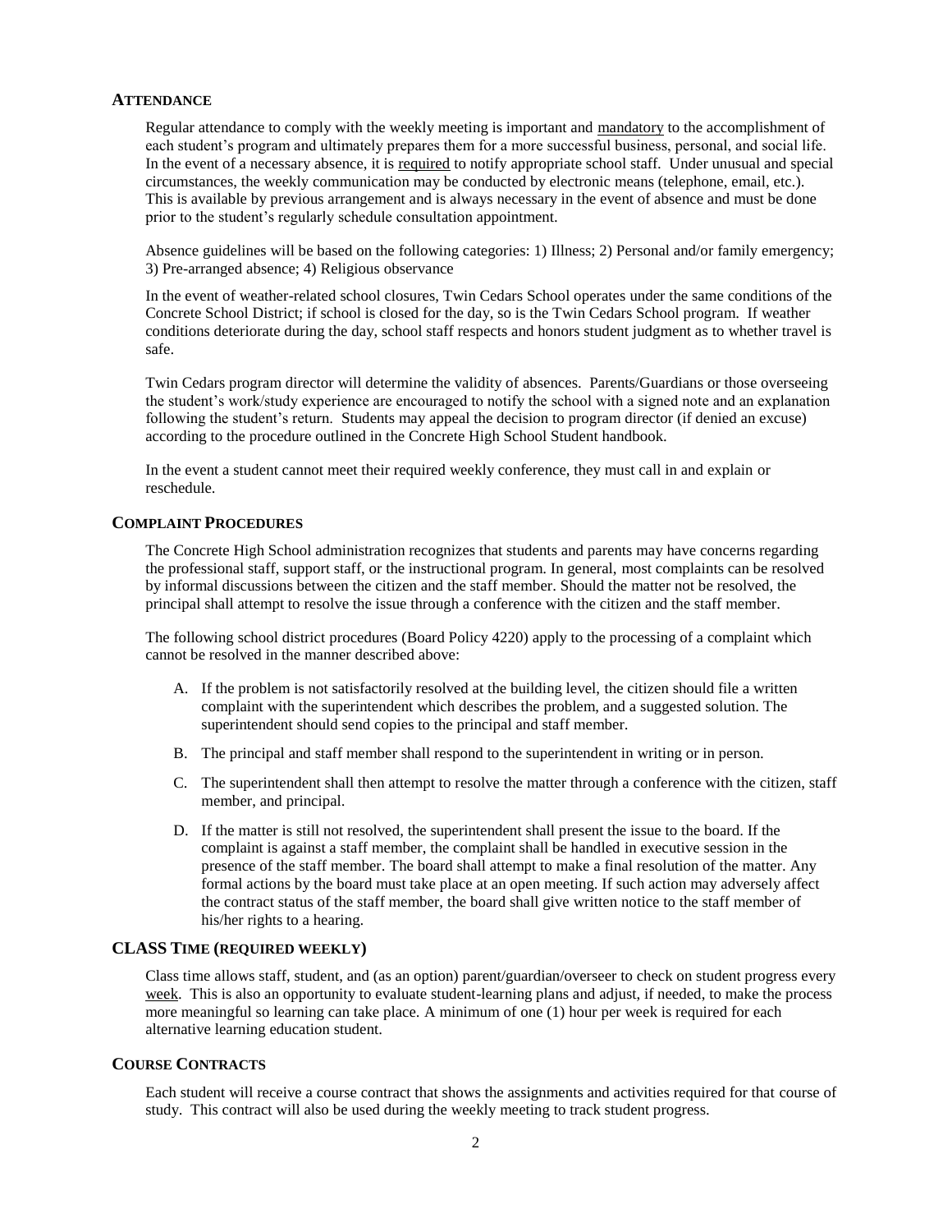## ATTENDANCE

Regular attendance to comply with the weekly meeting is important and mandatory to the accomplishment of each student's program and ultimately prepares them for a more successful business, personal, and social life. In the event of a necessary absence, it is required to notify appropriate school staff. Under unusual and special circumstances, the weekly communication may be conducted by electronic means (telephone, email, etc.). This is available by previous arrangement and is always necessary in the event of absence and must be done prior to the student's regularly schedule consultation appointment.

Absence guidelines will be based on the following categories: 1) Illness; 2) Personal and/or family emergency; 3) Pre-arranged absence; 4) Religious observance

In the event of weather-related school closures, Twin Cedars School operates under the same conditions of the Concrete School District; if school is closed for the day, so is the Twin Cedars School program. If weather conditions deteriorate during the day, school staff respects and honors student judgment as to whether travel is safe.

Twin Cedars program director will determine the validity of absences. Parents/Guardians or those overseeing the student's work/study experience are encouraged to notify the school with a signed note and an explanation following the student's return. Students may appeal the decision to program director (if denied an excuse) according to the procedure outlined in the Concrete High School Student handbook.

In the event a student cannot meet their required weekly conference, they must call in and explain or reschedule.

## COMPLAINT PROCEDURES

The Concrete High School administration recognizes that students and parents may have concerns regarding the professional staff, support staff, or the instructional program. In general, most complaints can be resolved by informal discussions between the citizen and the staff member. Should the matter not be resolved, the principal shall attempt to resolve the issue through a conference with the citizen and the staff member.

The following school district procedures (Board Policy 4220) apply to the processing of a complaint which cannot be resolved in the manner described above:

A. If the problem is not satisfactorily resolved at the building level, the citizen should file a written complaint with the superintendent which describes the problem, and a suggested solution. The superintendent should send copies to the principal and staff member.

B. The principal and staff member shall respond to the superintendent in writing or in person.

C. The superintendent shall then attempt to resolve the matter through a conference with the citizen, staff member, and principal.

D. If the matter is still not resolved, the superintendent shall present the issue to the board. If the complaint is against a staff member, the complaint shall be handled in executive session in the presence of the staff member. The board shall attempt to make a final resolution of the matter. Any formal actions by the board must take place at an open meeting. If such action may adversely affect the contract status of the staff member, the board shall give written notice to the staff member of his/her rights to a hearing.

## CLASS TIME (REQUIRED WEEKLY)

Class time allows staff, student, and (as an option) parent/guardian/overseer to check on student progress every week. This is also an opportunity to evaluate student-learning plans and adjust, if needed, to make the process more meaningful so learning can take place. A minimum of one (1) hour per week is required for each alternative learning education student.

## COURSE CONTRACTS

Each student will receive a course contract that shows the assignments and activities required for that course of study. This contract will also be used during the weekly meeting to track student progress.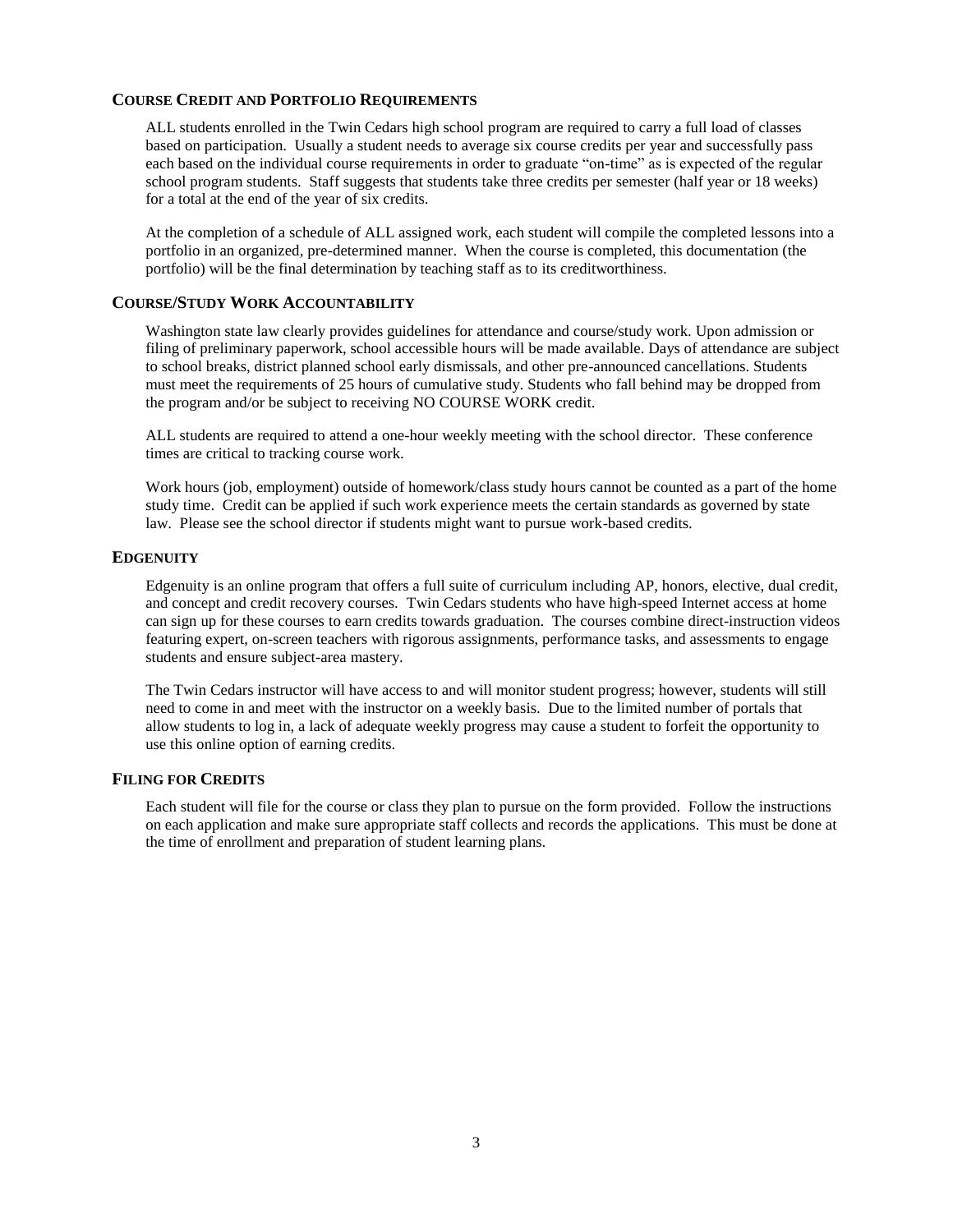## Course Credit and Portfolio Requirements

ALL students enrolled in the Twin Cedars high school program are required to carry a full load of classes based on participation. Usually a student needs to average six course credits per year and successfully pass each based on the individual course requirements in order to graduate "on-time" as is expected of the regular school program students. Staff suggests that students take three credits per semester (half year or 18 weeks) for a total at the end of the year of six credits.

At the completion of a schedule of ALL assigned work, each student will compile the completed lessons into a portfolio in an organized, pre-determined manner. When the course is completed, this documentation (the portfolio) will be the final determination by teaching staff as to its creditworthiness.

## Course/Study Work Accountability

Washington state law clearly provides guidelines for attendance and course/study work. Upon admission or filing of preliminary paperwork, school accessible hours will be made available. Days of attendance are subject to school breaks, district planned school early dismissals, and other pre-announced cancellations. Students must meet the requirements of 25 hours of cumulative study. Students who fall behind may be dropped from the program and/or be subject to receiving NO COURSE WORK credit.

ALL students are required to attend a one-hour weekly meeting with the school director. These conference times are critical to tracking course work.

Work hours (job, employment) outside of homework/class study hours cannot be counted as a part of the home study time. Credit can be applied if such work experience meets the certain standards as governed by state law. Please see the school director if students might want to pursue work-based credits.

## Edgenuity

Edgenuity is an online program that offers a full suite of curriculum including AP, honors, elective, dual credit, and concept and credit recovery courses. Twin Cedars students who have high-speed Internet access at home can sign up for these courses to earn credits towards graduation. The courses combine direct-instruction videos featuring expert, on-screen teachers with rigorous assignments, performance tasks, and assessments to engage students and ensure subject-area mastery.

The Twin Cedars instructor will have access to and will monitor student progress; however, students will still need to come in and meet with the instructor on a weekly basis. Due to the limited number of portals that allow students to log in, a lack of adequate weekly progress may cause a student to forfeit the opportunity to use this online option of earning credits.

## Filing for Credits

Each student will file for the course or class they plan to pursue on the form provided. Follow the instructions on each application and make sure appropriate staff collects and records the applications. This must be done at the time of enrollment and preparation of student learning plans.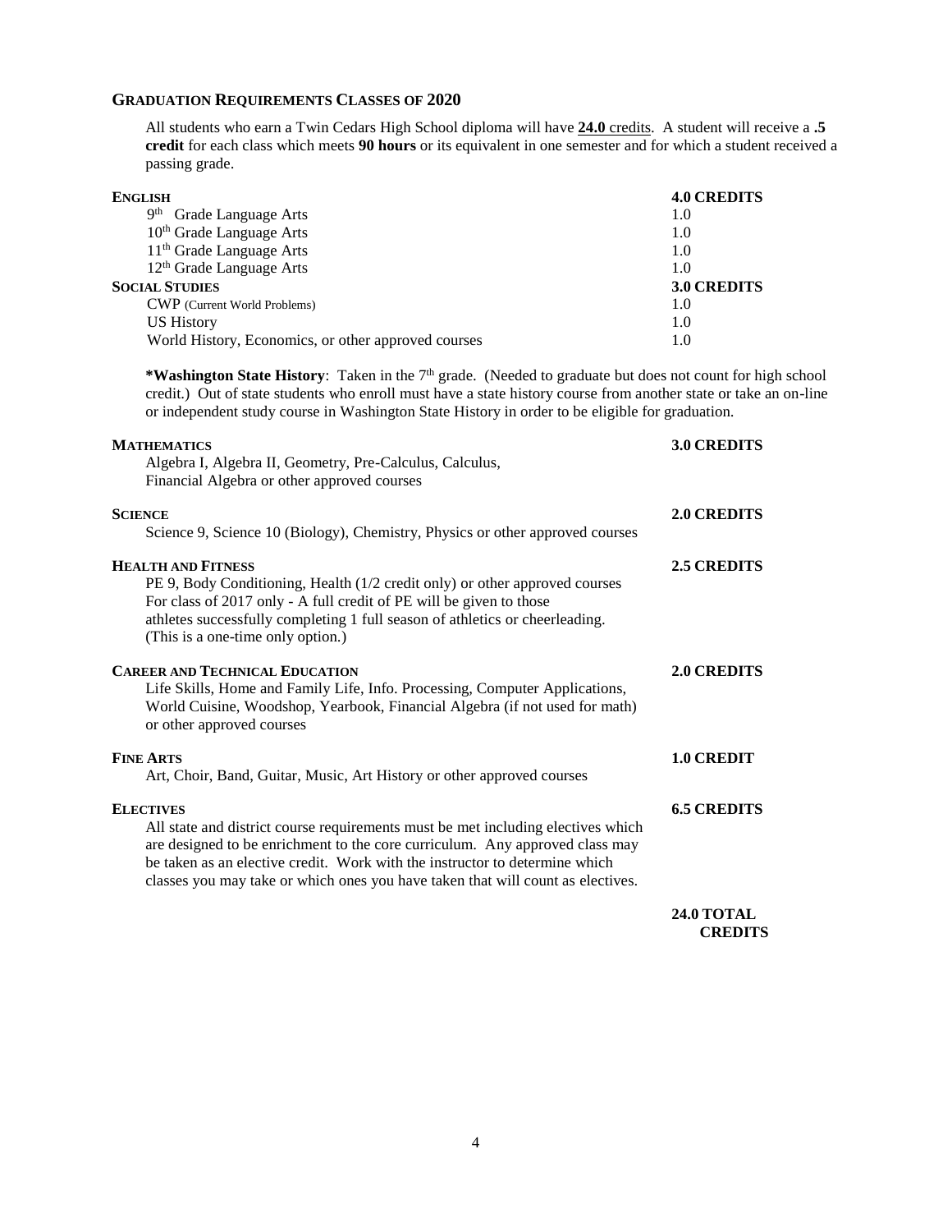## GRADUATION REQUIREMENTS CLASSES OF 2020

All students who earn a Twin Cedars High School diploma will have **24.0** credits. A student will receive a **.5 credit** for each class which meets **90 hours** or its equivalent in one semester and for which a student received a passing grade.

| | |
|---|---|
| **ENGLISH** | **4.0 CREDITS** |
| 9th Grade Language Arts | 1.0 |
| 10th Grade Language Arts | 1.0 |
| 11th Grade Language Arts | 1.0 |
| 12th Grade Language Arts | 1.0 |
| **SOCIAL STUDIES** | **3.0 CREDITS** |
| CWP (Current World Problems) | 1.0 |
| US History | 1.0 |
| World History, Economics, or other approved courses | 1.0 |

***Washington State History**: Taken in the 7th grade. (Needed to graduate but does not count for high school credit.) Out of state students who enroll must have a state history course from another state or take an on-line or independent study course in Washington State History in order to be eligible for graduation.

**MATHEMATICS** — **3.0 CREDITS**
Algebra I, Algebra II, Geometry, Pre-Calculus, Calculus, Financial Algebra or other approved courses

**SCIENCE** — **2.0 CREDITS**
Science 9, Science 10 (Biology), Chemistry, Physics or other approved courses

**HEALTH AND FITNESS** — **2.5 CREDITS**
PE 9, Body Conditioning, Health (1/2 credit only) or other approved courses
For class of 2017 only - A full credit of PE will be given to those athletes successfully completing 1 full season of athletics or cheerleading. (This is a one-time only option.)

**CAREER AND TECHNICAL EDUCATION** — **2.0 CREDITS**
Life Skills, Home and Family Life, Info. Processing, Computer Applications, World Cuisine, Woodshop, Yearbook, Financial Algebra (if not used for math) or other approved courses

**FINE ARTS** — **1.0 CREDIT**
Art, Choir, Band, Guitar, Music, Art History or other approved courses

**ELECTIVES** — **6.5 CREDITS**
All state and district course requirements must be met including electives which are designed to be enrichment to the core curriculum. Any approved class may be taken as an elective credit. Work with the instructor to determine which classes you may take or which ones you have taken that will count as electives.

**24.0 TOTAL CREDITS**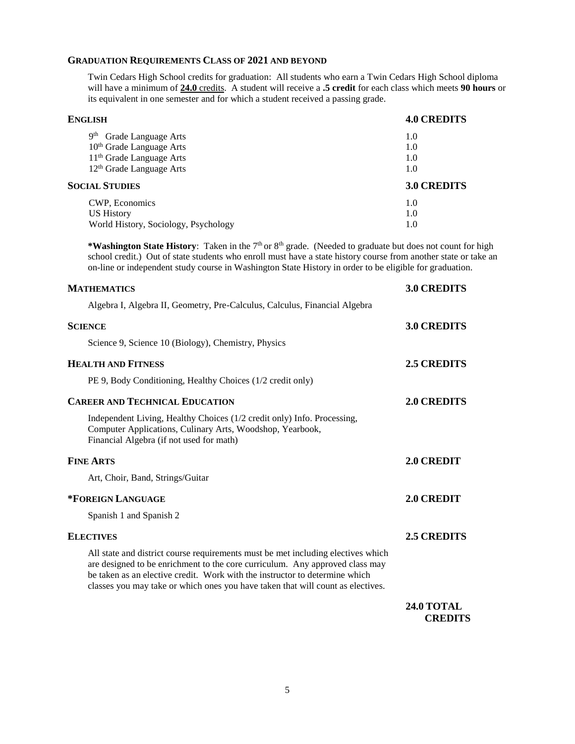## GRADUATION REQUIREMENTS CLASS OF 2021 AND BEYOND

Twin Cedars High School credits for graduation: All students who earn a Twin Cedars High School diploma will have a minimum of **24.0** credits. A student will receive a **.5 credit** for each class which meets **90 hours** or its equivalent in one semester and for which a student received a passing grade.

| **ENGLISH** | **4.0 CREDITS** |
|---|---|
| 9th Grade Language Arts | 1.0 |
| 10th Grade Language Arts | 1.0 |
| 11th Grade Language Arts | 1.0 |
| 12th Grade Language Arts | 1.0 |
| **SOCIAL STUDIES** | **3.0 CREDITS** |
| CWP, Economics | 1.0 |
| US History | 1.0 |
| World History, Sociology, Psychology | 1.0 |

***Washington State History**: Taken in the 7th or 8th grade. (Needed to graduate but does not count for high school credit.) Out of state students who enroll must have a state history course from another state or take an on-line or independent study course in Washington State History in order to be eligible for graduation.

**MATHEMATICS** — **3.0 CREDITS**

Algebra I, Algebra II, Geometry, Pre-Calculus, Calculus, Financial Algebra

**SCIENCE** — **3.0 CREDITS**

Science 9, Science 10 (Biology), Chemistry, Physics

**HEALTH AND FITNESS** — **2.5 CREDITS**

PE 9, Body Conditioning, Healthy Choices (1/2 credit only)

**CAREER AND TECHNICAL EDUCATION** — **2.0 CREDITS**

Independent Living, Healthy Choices (1/2 credit only) Info. Processing, Computer Applications, Culinary Arts, Woodshop, Yearbook, Financial Algebra (if not used for math)

**FINE ARTS** — **2.0 CREDIT**

Art, Choir, Band, Strings/Guitar

***FOREIGN LANGUAGE** — **2.0 CREDIT**

Spanish 1 and Spanish 2

**ELECTIVES** — **2.5 CREDITS**

All state and district course requirements must be met including electives which are designed to be enrichment to the core curriculum. Any approved class may be taken as an elective credit. Work with the instructor to determine which classes you may take or which ones you have taken that will count as electives.

**24.0 TOTAL CREDITS**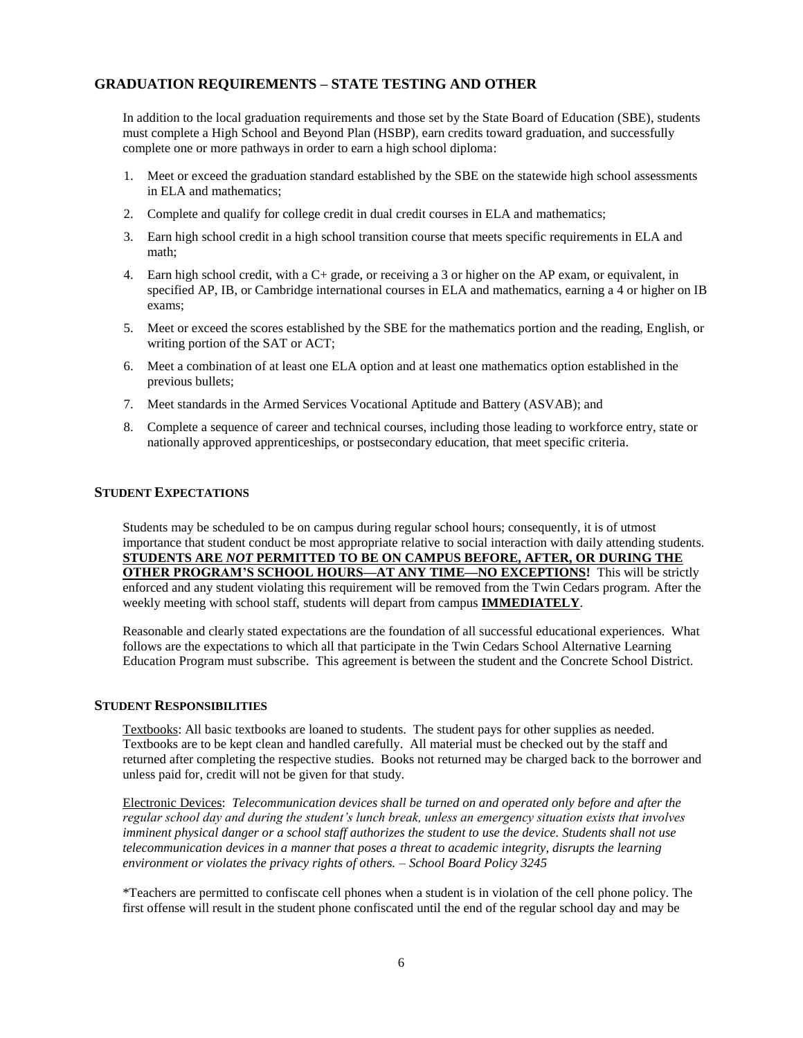## GRADUATION REQUIREMENTS – STATE TESTING AND OTHER

In addition to the local graduation requirements and those set by the State Board of Education (SBE), students must complete a High School and Beyond Plan (HSBP), earn credits toward graduation, and successfully complete one or more pathways in order to earn a high school diploma:

1. Meet or exceed the graduation standard established by the SBE on the statewide high school assessments in ELA and mathematics;
2. Complete and qualify for college credit in dual credit courses in ELA and mathematics;
3. Earn high school credit in a high school transition course that meets specific requirements in ELA and math;
4. Earn high school credit, with a C+ grade, or receiving a 3 or higher on the AP exam, or equivalent, in specified AP, IB, or Cambridge international courses in ELA and mathematics, earning a 4 or higher on IB exams;
5. Meet or exceed the scores established by the SBE for the mathematics portion and the reading, English, or writing portion of the SAT or ACT;
6. Meet a combination of at least one ELA option and at least one mathematics option established in the previous bullets;
7. Meet standards in the Armed Services Vocational Aptitude and Battery (ASVAB); and
8. Complete a sequence of career and technical courses, including those leading to workforce entry, state or nationally approved apprenticeships, or postsecondary education, that meet specific criteria.

## STUDENT EXPECTATIONS

Students may be scheduled to be on campus during regular school hours; consequently, it is of utmost importance that student conduct be most appropriate relative to social interaction with daily attending students. **STUDENTS ARE *NOT* PERMITTED TO BE ON CAMPUS BEFORE, AFTER, OR DURING THE OTHER PROGRAM'S SCHOOL HOURS—AT ANY TIME—NO EXCEPTIONS!** This will be strictly enforced and any student violating this requirement will be removed from the Twin Cedars program. After the weekly meeting with school staff, students will depart from campus **IMMEDIATELY**.

Reasonable and clearly stated expectations are the foundation of all successful educational experiences. What follows are the expectations to which all that participate in the Twin Cedars School Alternative Learning Education Program must subscribe. This agreement is between the student and the Concrete School District.

## STUDENT RESPONSIBILITIES

Textbooks: All basic textbooks are loaned to students. The student pays for other supplies as needed. Textbooks are to be kept clean and handled carefully. All material must be checked out by the staff and returned after completing the respective studies. Books not returned may be charged back to the borrower and unless paid for, credit will not be given for that study.

Electronic Devices: *Telecommunication devices shall be turned on and operated only before and after the regular school day and during the student's lunch break, unless an emergency situation exists that involves imminent physical danger or a school staff authorizes the student to use the device. Students shall not use telecommunication devices in a manner that poses a threat to academic integrity, disrupts the learning environment or violates the privacy rights of others. – School Board Policy 3245*

*Teachers are permitted to confiscate cell phones when a student is in violation of the cell phone policy. The first offense will result in the student phone confiscated until the end of the regular school day and may be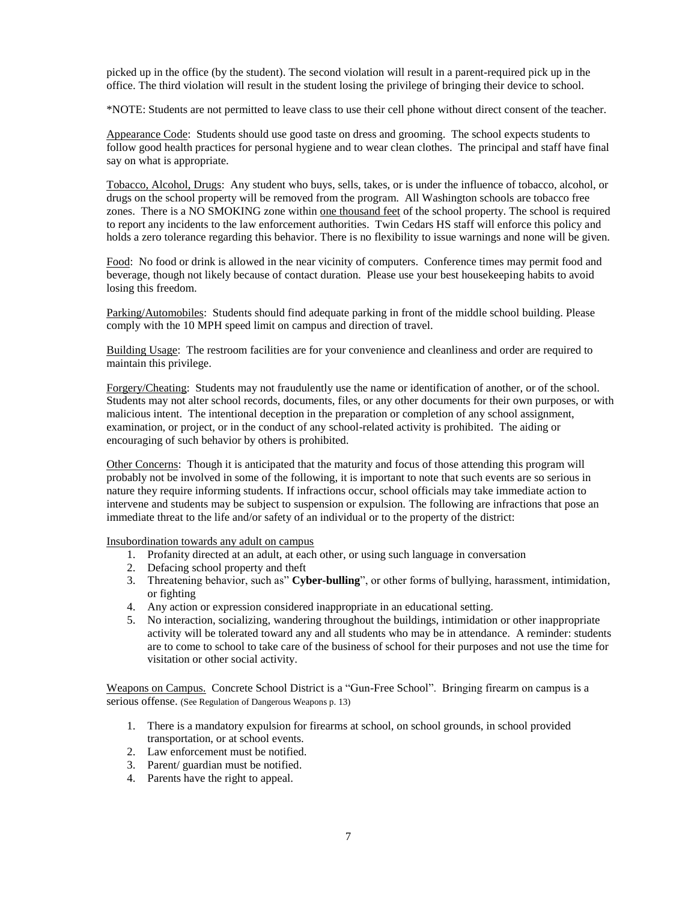picked up in the office (by the student). The second violation will result in a parent-required pick up in the office. The third violation will result in the student losing the privilege of bringing their device to school.

*NOTE: Students are not permitted to leave class to use their cell phone without direct consent of the teacher.

Appearance Code: Students should use good taste on dress and grooming. The school expects students to follow good health practices for personal hygiene and to wear clean clothes. The principal and staff have final say on what is appropriate.

Tobacco, Alcohol, Drugs: Any student who buys, sells, takes, or is under the influence of tobacco, alcohol, or drugs on the school property will be removed from the program. All Washington schools are tobacco free zones. There is a NO SMOKING zone within one thousand feet of the school property. The school is required to report any incidents to the law enforcement authorities. Twin Cedars HS staff will enforce this policy and holds a zero tolerance regarding this behavior. There is no flexibility to issue warnings and none will be given.

Food: No food or drink is allowed in the near vicinity of computers. Conference times may permit food and beverage, though not likely because of contact duration. Please use your best housekeeping habits to avoid losing this freedom.

Parking/Automobiles: Students should find adequate parking in front of the middle school building. Please comply with the 10 MPH speed limit on campus and direction of travel.

Building Usage: The restroom facilities are for your convenience and cleanliness and order are required to maintain this privilege.

Forgery/Cheating: Students may not fraudulently use the name or identification of another, or of the school. Students may not alter school records, documents, files, or any other documents for their own purposes, or with malicious intent. The intentional deception in the preparation or completion of any school assignment, examination, or project, or in the conduct of any school-related activity is prohibited. The aiding or encouraging of such behavior by others is prohibited.

Other Concerns: Though it is anticipated that the maturity and focus of those attending this program will probably not be involved in some of the following, it is important to note that such events are so serious in nature they require informing students. If infractions occur, school officials may take immediate action to intervene and students may be subject to suspension or expulsion. The following are infractions that pose an immediate threat to the life and/or safety of an individual or to the property of the district:

Insubordination towards any adult on campus

1. Profanity directed at an adult, at each other, or using such language in conversation
2. Defacing school property and theft
3. Threatening behavior, such as" **Cyber-bulling**", or other forms of bullying, harassment, intimidation, or fighting
4. Any action or expression considered inappropriate in an educational setting.
5. No interaction, socializing, wandering throughout the buildings, intimidation or other inappropriate activity will be tolerated toward any and all students who may be in attendance. A reminder: students are to come to school to take care of the business of school for their purposes and not use the time for visitation or other social activity.

Weapons on Campus. Concrete School District is a "Gun-Free School". Bringing firearm on campus is a serious offense. (See Regulation of Dangerous Weapons p. 13)

1. There is a mandatory expulsion for firearms at school, on school grounds, in school provided transportation, or at school events.
2. Law enforcement must be notified.
3. Parent/ guardian must be notified.
4. Parents have the right to appeal.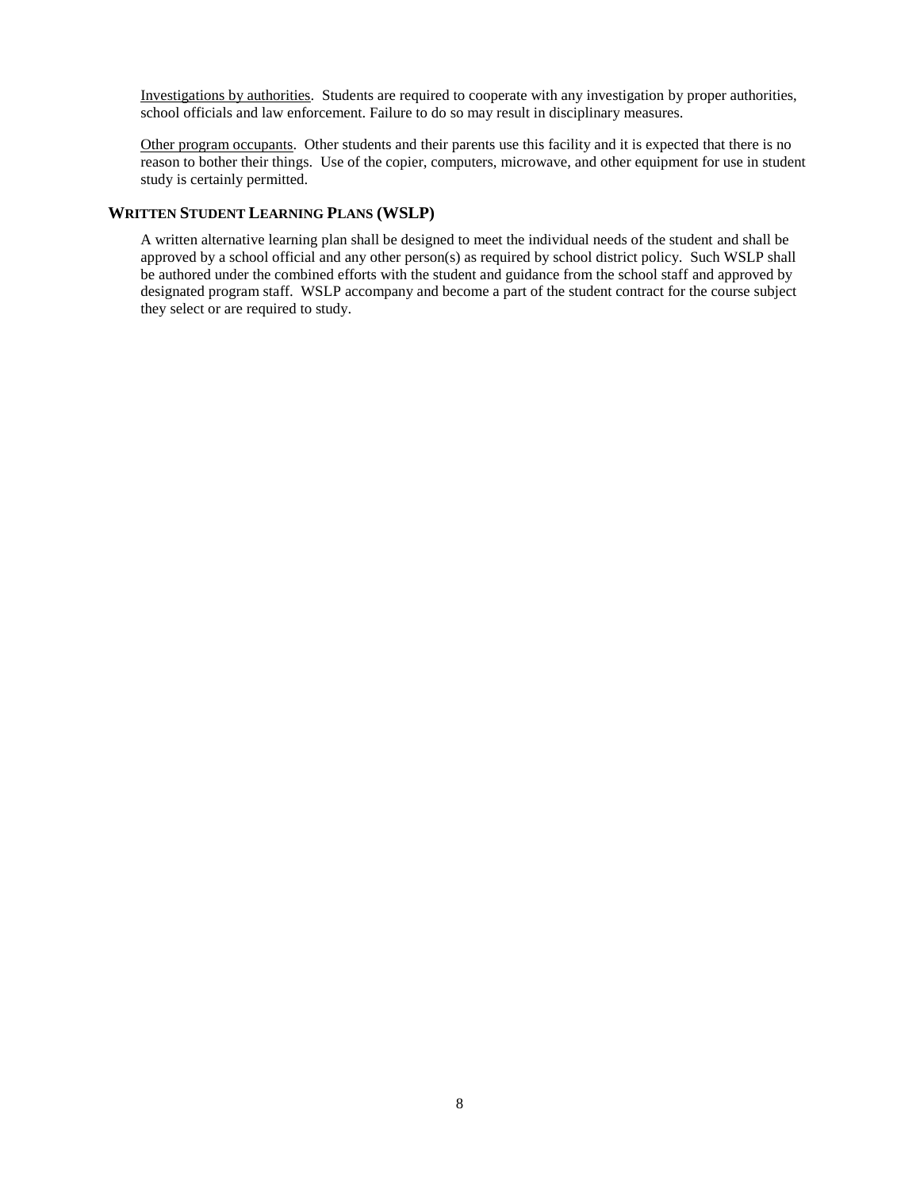Investigations by authorities. Students are required to cooperate with any investigation by proper authorities, school officials and law enforcement. Failure to do so may result in disciplinary measures.

Other program occupants. Other students and their parents use this facility and it is expected that there is no reason to bother their things. Use of the copier, computers, microwave, and other equipment for use in student study is certainly permitted.

## WRITTEN STUDENT LEARNING PLANS (WSLP)

A written alternative learning plan shall be designed to meet the individual needs of the student and shall be approved by a school official and any other person(s) as required by school district policy. Such WSLP shall be authored under the combined efforts with the student and guidance from the school staff and approved by designated program staff. WSLP accompany and become a part of the student contract for the course subject they select or are required to study.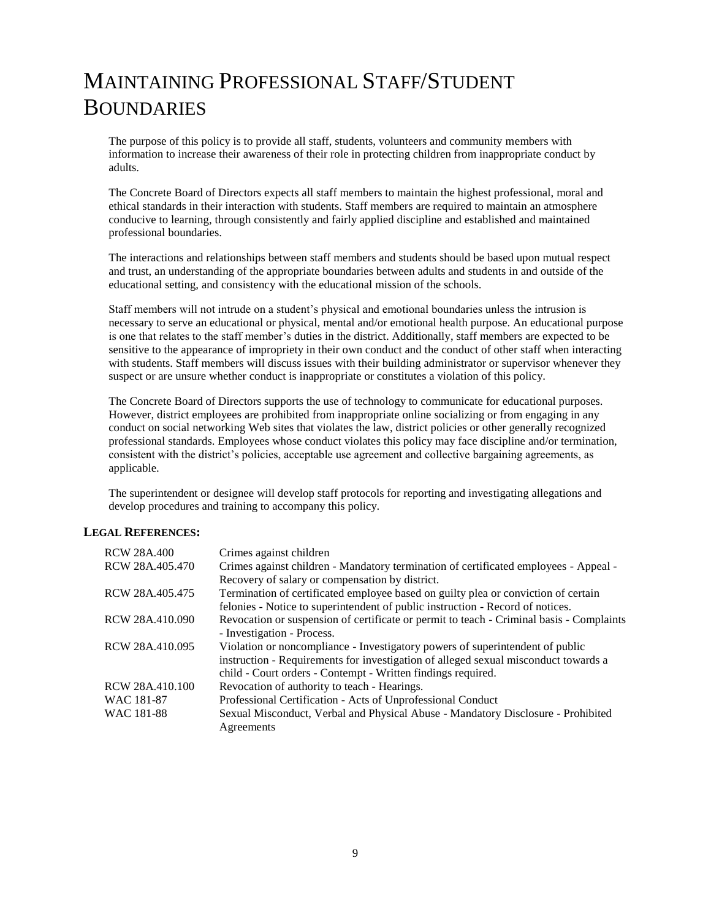# Maintaining Professional Staff/Student Boundaries

The purpose of this policy is to provide all staff, students, volunteers and community members with information to increase their awareness of their role in protecting children from inappropriate conduct by adults.

The Concrete Board of Directors expects all staff members to maintain the highest professional, moral and ethical standards in their interaction with students. Staff members are required to maintain an atmosphere conducive to learning, through consistently and fairly applied discipline and established and maintained professional boundaries.

The interactions and relationships between staff members and students should be based upon mutual respect and trust, an understanding of the appropriate boundaries between adults and students in and outside of the educational setting, and consistency with the educational mission of the schools.

Staff members will not intrude on a student's physical and emotional boundaries unless the intrusion is necessary to serve an educational or physical, mental and/or emotional health purpose. An educational purpose is one that relates to the staff member's duties in the district. Additionally, staff members are expected to be sensitive to the appearance of impropriety in their own conduct and the conduct of other staff when interacting with students. Staff members will discuss issues with their building administrator or supervisor whenever they suspect or are unsure whether conduct is inappropriate or constitutes a violation of this policy.

The Concrete Board of Directors supports the use of technology to communicate for educational purposes. However, district employees are prohibited from inappropriate online socializing or from engaging in any conduct on social networking Web sites that violates the law, district policies or other generally recognized professional standards. Employees whose conduct violates this policy may face discipline and/or termination, consistent with the district's policies, acceptable use agreement and collective bargaining agreements, as applicable.

The superintendent or designee will develop staff protocols for reporting and investigating allegations and develop procedures and training to accompany this policy.

### Legal References:

| | |
|---|---|
| RCW 28A.400 | Crimes against children |
| RCW 28A.405.470 | Crimes against children - Mandatory termination of certificated employees - Appeal - Recovery of salary or compensation by district. |
| RCW 28A.405.475 | Termination of certificated employee based on guilty plea or conviction of certain felonies - Notice to superintendent of public instruction - Record of notices. |
| RCW 28A.410.090 | Revocation or suspension of certificate or permit to teach - Criminal basis - Complaints - Investigation - Process. |
| RCW 28A.410.095 | Violation or noncompliance - Investigatory powers of superintendent of public instruction - Requirements for investigation of alleged sexual misconduct towards a child - Court orders - Contempt - Written findings required. |
| RCW 28A.410.100 | Revocation of authority to teach - Hearings. |
| WAC 181-87 | Professional Certification - Acts of Unprofessional Conduct |
| WAC 181-88 | Sexual Misconduct, Verbal and Physical Abuse - Mandatory Disclosure - Prohibited Agreements |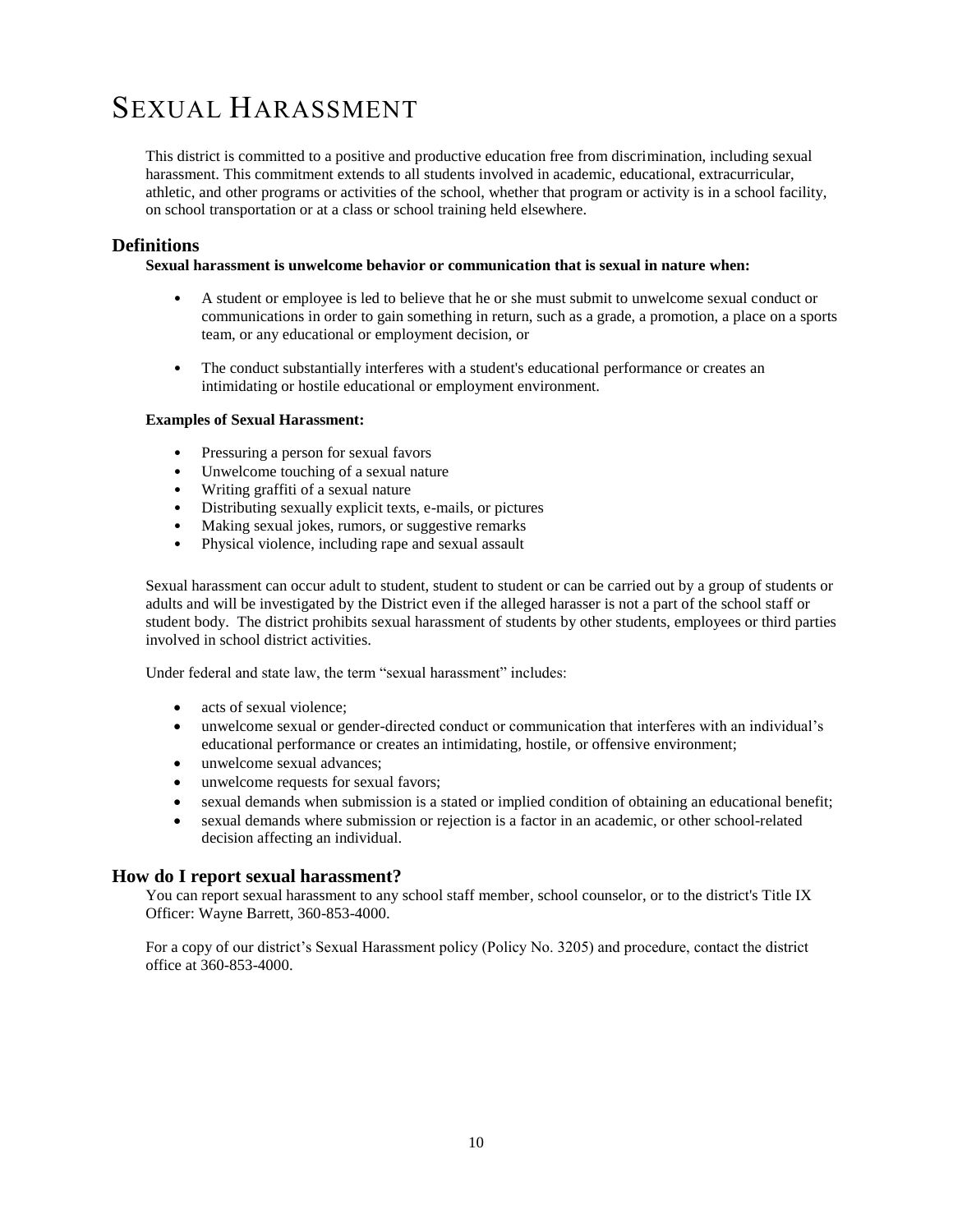# Sexual Harassment

This district is committed to a positive and productive education free from discrimination, including sexual harassment. This commitment extends to all students involved in academic, educational, extracurricular, athletic, and other programs or activities of the school, whether that program or activity is in a school facility, on school transportation or at a class or school training held elsewhere.

## Definitions

**Sexual harassment is unwelcome behavior or communication that is sexual in nature when:**

- A student or employee is led to believe that he or she must submit to unwelcome sexual conduct or communications in order to gain something in return, such as a grade, a promotion, a place on a sports team, or any educational or employment decision, or
- The conduct substantially interferes with a student's educational performance or creates an intimidating or hostile educational or employment environment.

**Examples of Sexual Harassment:**

- Pressuring a person for sexual favors
- Unwelcome touching of a sexual nature
- Writing graffiti of a sexual nature
- Distributing sexually explicit texts, e-mails, or pictures
- Making sexual jokes, rumors, or suggestive remarks
- Physical violence, including rape and sexual assault

Sexual harassment can occur adult to student, student to student or can be carried out by a group of students or adults and will be investigated by the District even if the alleged harasser is not a part of the school staff or student body. The district prohibits sexual harassment of students by other students, employees or third parties involved in school district activities.

Under federal and state law, the term "sexual harassment" includes:

- acts of sexual violence;
- unwelcome sexual or gender-directed conduct or communication that interferes with an individual's educational performance or creates an intimidating, hostile, or offensive environment;
- unwelcome sexual advances;
- unwelcome requests for sexual favors;
- sexual demands when submission is a stated or implied condition of obtaining an educational benefit;
- sexual demands where submission or rejection is a factor in an academic, or other school-related decision affecting an individual.

## How do I report sexual harassment?

You can report sexual harassment to any school staff member, school counselor, or to the district's Title IX Officer: Wayne Barrett, 360-853-4000.

For a copy of our district's Sexual Harassment policy (Policy No. 3205) and procedure, contact the district office at 360-853-4000.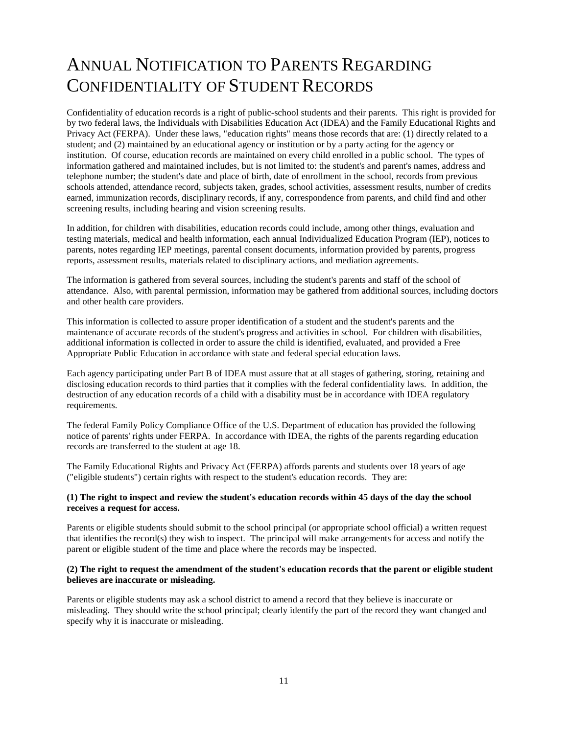# Annual Notification to Parents Regarding Confidentiality of Student Records

Confidentiality of education records is a right of public-school students and their parents. This right is provided for by two federal laws, the Individuals with Disabilities Education Act (IDEA) and the Family Educational Rights and Privacy Act (FERPA). Under these laws, "education rights" means those records that are: (1) directly related to a student; and (2) maintained by an educational agency or institution or by a party acting for the agency or institution. Of course, education records are maintained on every child enrolled in a public school. The types of information gathered and maintained includes, but is not limited to: the student's and parent's names, address and telephone number; the student's date and place of birth, date of enrollment in the school, records from previous schools attended, attendance record, subjects taken, grades, school activities, assessment results, number of credits earned, immunization records, disciplinary records, if any, correspondence from parents, and child find and other screening results, including hearing and vision screening results.

In addition, for children with disabilities, education records could include, among other things, evaluation and testing materials, medical and health information, each annual Individualized Education Program (IEP), notices to parents, notes regarding IEP meetings, parental consent documents, information provided by parents, progress reports, assessment results, materials related to disciplinary actions, and mediation agreements.

The information is gathered from several sources, including the student's parents and staff of the school of attendance. Also, with parental permission, information may be gathered from additional sources, including doctors and other health care providers.

This information is collected to assure proper identification of a student and the student's parents and the maintenance of accurate records of the student's progress and activities in school. For children with disabilities, additional information is collected in order to assure the child is identified, evaluated, and provided a Free Appropriate Public Education in accordance with state and federal special education laws.

Each agency participating under Part B of IDEA must assure that at all stages of gathering, storing, retaining and disclosing education records to third parties that it complies with the federal confidentiality laws. In addition, the destruction of any education records of a child with a disability must be in accordance with IDEA regulatory requirements.

The federal Family Policy Compliance Office of the U.S. Department of education has provided the following notice of parents' rights under FERPA. In accordance with IDEA, the rights of the parents regarding education records are transferred to the student at age 18.

The Family Educational Rights and Privacy Act (FERPA) affords parents and students over 18 years of age ("eligible students") certain rights with respect to the student's education records. They are:

**(1) The right to inspect and review the student's education records within 45 days of the day the school receives a request for access.**

Parents or eligible students should submit to the school principal (or appropriate school official) a written request that identifies the record(s) they wish to inspect. The principal will make arrangements for access and notify the parent or eligible student of the time and place where the records may be inspected.

**(2) The right to request the amendment of the student's education records that the parent or eligible student believes are inaccurate or misleading.**

Parents or eligible students may ask a school district to amend a record that they believe is inaccurate or misleading. They should write the school principal; clearly identify the part of the record they want changed and specify why it is inaccurate or misleading.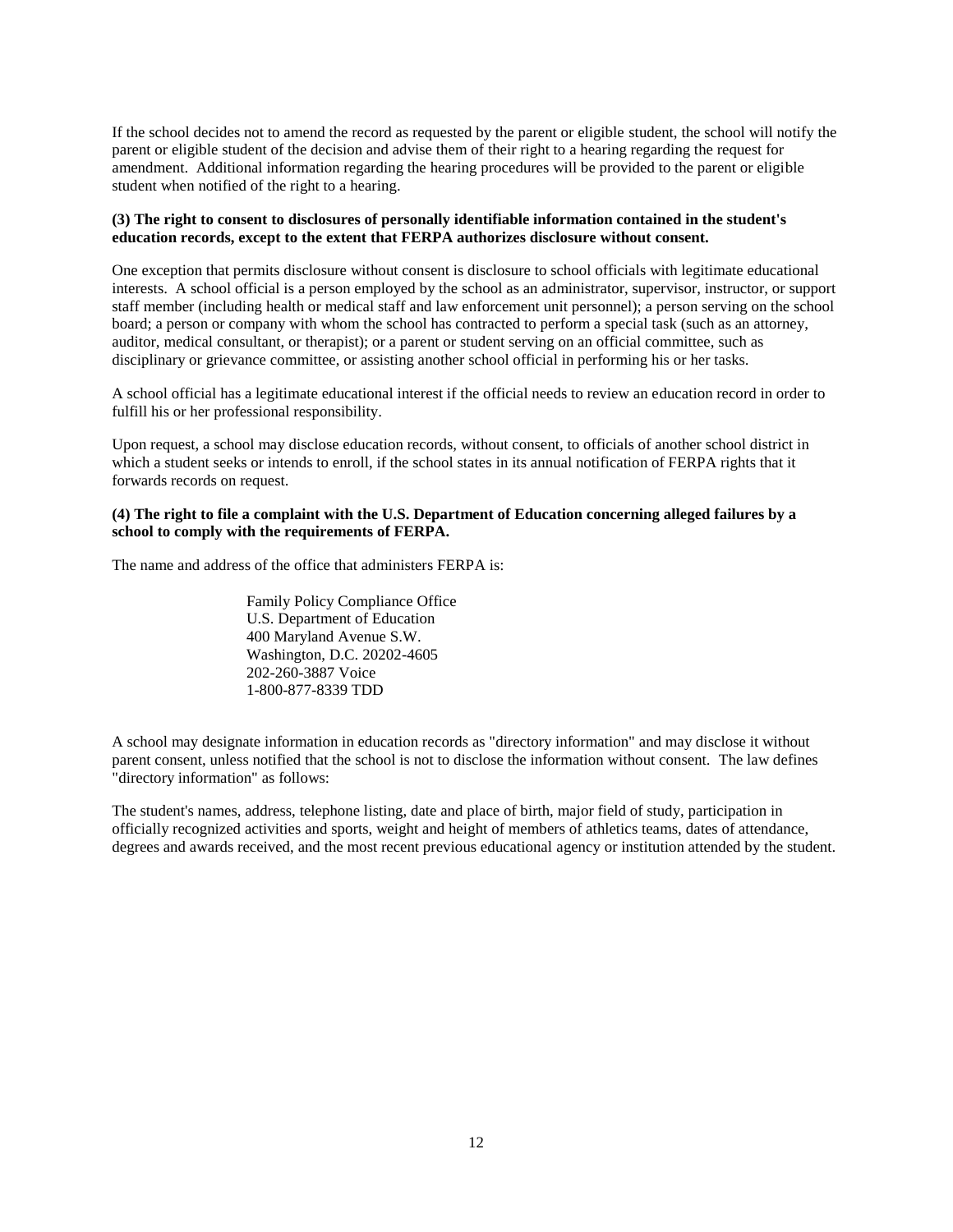If the school decides not to amend the record as requested by the parent or eligible student, the school will notify the parent or eligible student of the decision and advise them of their right to a hearing regarding the request for amendment. Additional information regarding the hearing procedures will be provided to the parent or eligible student when notified of the right to a hearing.

**(3) The right to consent to disclosures of personally identifiable information contained in the student's education records, except to the extent that FERPA authorizes disclosure without consent.**

One exception that permits disclosure without consent is disclosure to school officials with legitimate educational interests. A school official is a person employed by the school as an administrator, supervisor, instructor, or support staff member (including health or medical staff and law enforcement unit personnel); a person serving on the school board; a person or company with whom the school has contracted to perform a special task (such as an attorney, auditor, medical consultant, or therapist); or a parent or student serving on an official committee, such as disciplinary or grievance committee, or assisting another school official in performing his or her tasks.

A school official has a legitimate educational interest if the official needs to review an education record in order to fulfill his or her professional responsibility.

Upon request, a school may disclose education records, without consent, to officials of another school district in which a student seeks or intends to enroll, if the school states in its annual notification of FERPA rights that it forwards records on request.

**(4) The right to file a complaint with the U.S. Department of Education concerning alleged failures by a school to comply with the requirements of FERPA.**

The name and address of the office that administers FERPA is:

Family Policy Compliance Office
U.S. Department of Education
400 Maryland Avenue S.W.
Washington, D.C. 20202-4605
202-260-3887 Voice
1-800-877-8339 TDD

A school may designate information in education records as "directory information" and may disclose it without parent consent, unless notified that the school is not to disclose the information without consent. The law defines "directory information" as follows:

The student's names, address, telephone listing, date and place of birth, major field of study, participation in officially recognized activities and sports, weight and height of members of athletics teams, dates of attendance, degrees and awards received, and the most recent previous educational agency or institution attended by the student.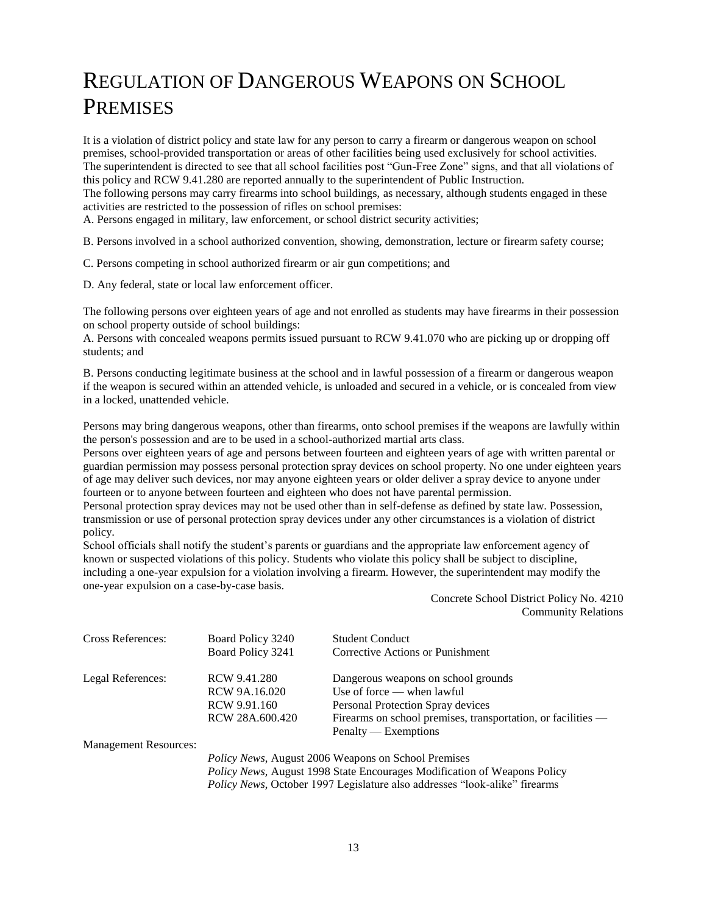# Regulation of Dangerous Weapons on School Premises

It is a violation of district policy and state law for any person to carry a firearm or dangerous weapon on school premises, school-provided transportation or areas of other facilities being used exclusively for school activities. The superintendent is directed to see that all school facilities post "Gun-Free Zone" signs, and that all violations of this policy and RCW 9.41.280 are reported annually to the superintendent of Public Instruction.

The following persons may carry firearms into school buildings, as necessary, although students engaged in these activities are restricted to the possession of rifles on school premises:

A. Persons engaged in military, law enforcement, or school district security activities;

B. Persons involved in a school authorized convention, showing, demonstration, lecture or firearm safety course;

C. Persons competing in school authorized firearm or air gun competitions; and

D. Any federal, state or local law enforcement officer.

The following persons over eighteen years of age and not enrolled as students may have firearms in their possession on school property outside of school buildings:

A. Persons with concealed weapons permits issued pursuant to RCW 9.41.070 who are picking up or dropping off students; and

B. Persons conducting legitimate business at the school and in lawful possession of a firearm or dangerous weapon if the weapon is secured within an attended vehicle, is unloaded and secured in a vehicle, or is concealed from view in a locked, unattended vehicle.

Persons may bring dangerous weapons, other than firearms, onto school premises if the weapons are lawfully within the person's possession and are to be used in a school-authorized martial arts class.

Persons over eighteen years of age and persons between fourteen and eighteen years of age with written parental or guardian permission may possess personal protection spray devices on school property. No one under eighteen years of age may deliver such devices, nor may anyone eighteen years or older deliver a spray device to anyone under fourteen or to anyone between fourteen and eighteen who does not have parental permission.

Personal protection spray devices may not be used other than in self-defense as defined by state law. Possession, transmission or use of personal protection spray devices under any other circumstances is a violation of district policy.

School officials shall notify the student's parents or guardians and the appropriate law enforcement agency of known or suspected violations of this policy. Students who violate this policy shall be subject to discipline, including a one-year expulsion for a violation involving a firearm. However, the superintendent may modify the one-year expulsion on a case-by-case basis.

Concrete School District Policy No. 4210
Community Relations

| | | |
|---|---|---|
| Cross References: | Board Policy 3240 | Student Conduct |
| | Board Policy 3241 | Corrective Actions or Punishment |
| Legal References: | RCW 9.41.280 | Dangerous weapons on school grounds |
| | RCW 9A.16.020 | Use of force — when lawful |
| | RCW 9.91.160 | Personal Protection Spray devices |
| | RCW 28A.600.420 | Firearms on school premises, transportation, or facilities — Penalty — Exemptions |
| Management Resources: | | |

*Policy News*, August 2006 Weapons on School Premises
*Policy News*, August 1998 State Encourages Modification of Weapons Policy
*Policy News*, October 1997 Legislature also addresses "look-alike" firearms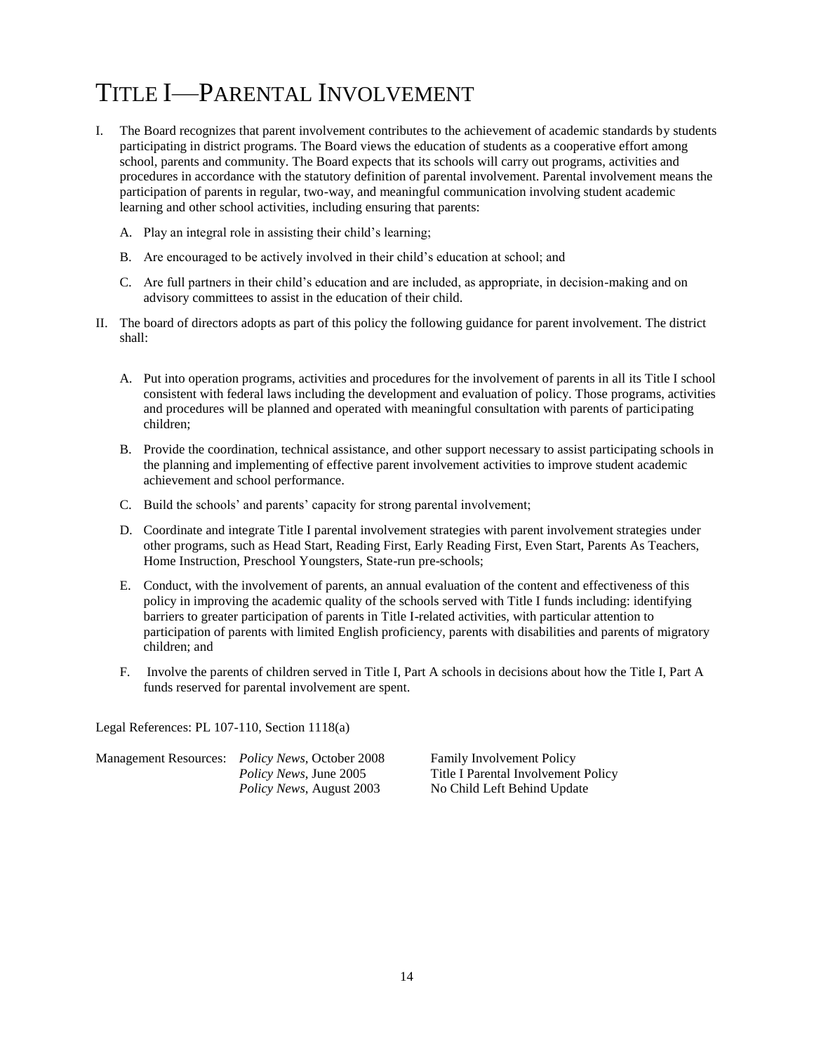# TITLE I—PARENTAL INVOLVEMENT

I. The Board recognizes that parent involvement contributes to the achievement of academic standards by students participating in district programs. The Board views the education of students as a cooperative effort among school, parents and community. The Board expects that its schools will carry out programs, activities and procedures in accordance with the statutory definition of parental involvement. Parental involvement means the participation of parents in regular, two-way, and meaningful communication involving student academic learning and other school activities, including ensuring that parents:

   A. Play an integral role in assisting their child's learning;

   B. Are encouraged to be actively involved in their child's education at school; and

   C. Are full partners in their child's education and are included, as appropriate, in decision-making and on advisory committees to assist in the education of their child.

II. The board of directors adopts as part of this policy the following guidance for parent involvement. The district shall:

   A. Put into operation programs, activities and procedures for the involvement of parents in all its Title I school consistent with federal laws including the development and evaluation of policy. Those programs, activities and procedures will be planned and operated with meaningful consultation with parents of participating children;

   B. Provide the coordination, technical assistance, and other support necessary to assist participating schools in the planning and implementing of effective parent involvement activities to improve student academic achievement and school performance.

   C. Build the schools' and parents' capacity for strong parental involvement;

   D. Coordinate and integrate Title I parental involvement strategies with parent involvement strategies under other programs, such as Head Start, Reading First, Early Reading First, Even Start, Parents As Teachers, Home Instruction, Preschool Youngsters, State-run pre-schools;

   E. Conduct, with the involvement of parents, an annual evaluation of the content and effectiveness of this policy in improving the academic quality of the schools served with Title I funds including: identifying barriers to greater participation of parents in Title I-related activities, with particular attention to participation of parents with limited English proficiency, parents with disabilities and parents of migratory children; and

   F. Involve the parents of children served in Title I, Part A schools in decisions about how the Title I, Part A funds reserved for parental involvement are spent.

Legal References: PL 107-110, Section 1118(a)

| Management Resources: | *Policy News*, October 2008 | Family Involvement Policy |
|---|---|---|
| | *Policy News*, June 2005 | Title I Parental Involvement Policy |
| | *Policy News*, August 2003 | No Child Left Behind Update |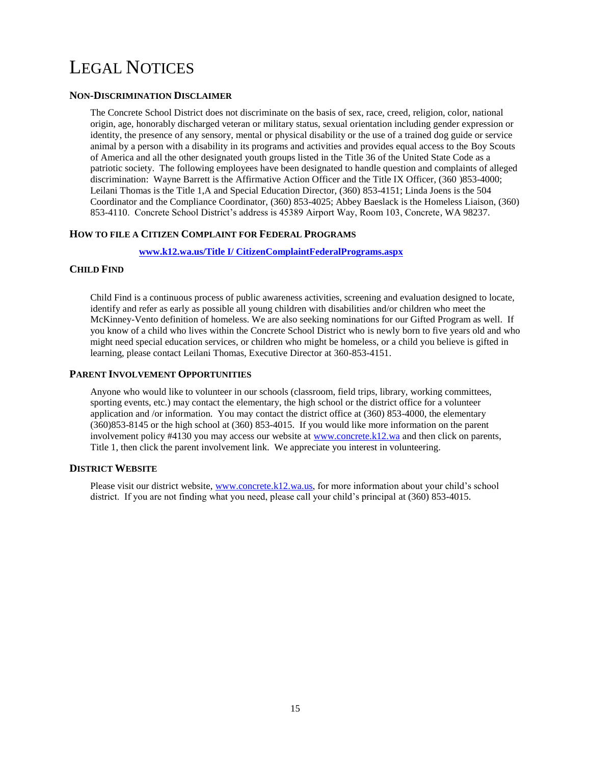# LEGAL NOTICES

### NON-DISCRIMINATION DISCLAIMER

The Concrete School District does not discriminate on the basis of sex, race, creed, religion, color, national origin, age, honorably discharged veteran or military status, sexual orientation including gender expression or identity, the presence of any sensory, mental or physical disability or the use of a trained dog guide or service animal by a person with a disability in its programs and activities and provides equal access to the Boy Scouts of America and all the other designated youth groups listed in the Title 36 of the United State Code as a patriotic society. The following employees have been designated to handle question and complaints of alleged discrimination: Wayne Barrett is the Affirmative Action Officer and the Title IX Officer, (360 )853-4000; Leilani Thomas is the Title 1,A and Special Education Director, (360) 853-4151; Linda Joens is the 504 Coordinator and the Compliance Coordinator, (360) 853-4025; Abbey Baeslack is the Homeless Liaison, (360) 853-4110. Concrete School District's address is 45389 Airport Way, Room 103, Concrete, WA 98237.

### HOW TO FILE A CITIZEN COMPLAINT FOR FEDERAL PROGRAMS

**www.k12.wa.us/Title I/ CitizenComplaintFederalPrograms.aspx**

### CHILD FIND

Child Find is a continuous process of public awareness activities, screening and evaluation designed to locate, identify and refer as early as possible all young children with disabilities and/or children who meet the McKinney-Vento definition of homeless. We are also seeking nominations for our Gifted Program as well. If you know of a child who lives within the Concrete School District who is newly born to five years old and who might need special education services, or children who might be homeless, or a child you believe is gifted in learning, please contact Leilani Thomas, Executive Director at 360-853-4151.

### PARENT INVOLVEMENT OPPORTUNITIES

Anyone who would like to volunteer in our schools (classroom, field trips, library, working committees, sporting events, etc.) may contact the elementary, the high school or the district office for a volunteer application and /or information. You may contact the district office at (360) 853-4000, the elementary (360)853-8145 or the high school at (360) 853-4015. If you would like more information on the parent involvement policy #4130 you may access our website at www.concrete.k12.wa and then click on parents, Title 1, then click the parent involvement link. We appreciate you interest in volunteering.

### DISTRICT WEBSITE

Please visit our district website, www.concrete.k12.wa.us, for more information about your child's school district. If you are not finding what you need, please call your child's principal at (360) 853-4015.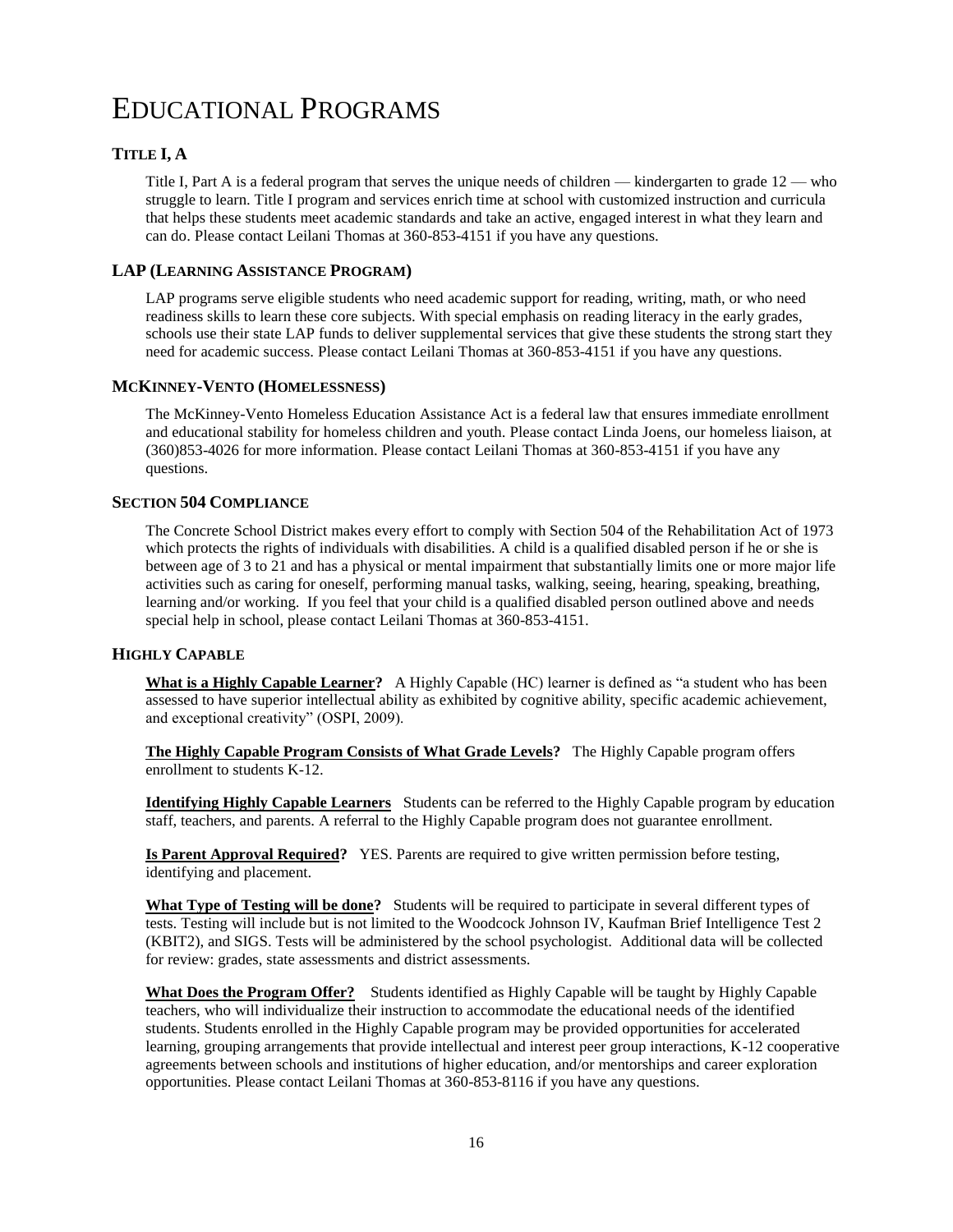# Educational Programs

## Title I, A

Title I, Part A is a federal program that serves the unique needs of children — kindergarten to grade 12 — who struggle to learn. Title I program and services enrich time at school with customized instruction and curricula that helps these students meet academic standards and take an active, engaged interest in what they learn and can do. Please contact Leilani Thomas at 360-853-4151 if you have any questions.

## LAP (Learning Assistance Program)

LAP programs serve eligible students who need academic support for reading, writing, math, or who need readiness skills to learn these core subjects. With special emphasis on reading literacy in the early grades, schools use their state LAP funds to deliver supplemental services that give these students the strong start they need for academic success. Please contact Leilani Thomas at 360-853-4151 if you have any questions.

## McKinney-Vento (Homelessness)

The McKinney-Vento Homeless Education Assistance Act is a federal law that ensures immediate enrollment and educational stability for homeless children and youth. Please contact Linda Joens, our homeless liaison, at (360)853-4026 for more information. Please contact Leilani Thomas at 360-853-4151 if you have any questions.

## Section 504 Compliance

The Concrete School District makes every effort to comply with Section 504 of the Rehabilitation Act of 1973 which protects the rights of individuals with disabilities. A child is a qualified disabled person if he or she is between age of 3 to 21 and has a physical or mental impairment that substantially limits one or more major life activities such as caring for oneself, performing manual tasks, walking, seeing, hearing, speaking, breathing, learning and/or working. If you feel that your child is a qualified disabled person outlined above and needs special help in school, please contact Leilani Thomas at 360-853-4151.

## Highly Capable

**What is a Highly Capable Learner?** A Highly Capable (HC) learner is defined as "a student who has been assessed to have superior intellectual ability as exhibited by cognitive ability, specific academic achievement, and exceptional creativity" (OSPI, 2009).

**The Highly Capable Program Consists of What Grade Levels?** The Highly Capable program offers enrollment to students K-12.

**Identifying Highly Capable Learners** Students can be referred to the Highly Capable program by education staff, teachers, and parents. A referral to the Highly Capable program does not guarantee enrollment.

**Is Parent Approval Required?** YES. Parents are required to give written permission before testing, identifying and placement.

**What Type of Testing will be done?** Students will be required to participate in several different types of tests. Testing will include but is not limited to the Woodcock Johnson IV, Kaufman Brief Intelligence Test 2 (KBIT2), and SIGS. Tests will be administered by the school psychologist. Additional data will be collected for review: grades, state assessments and district assessments.

**What Does the Program Offer?** Students identified as Highly Capable will be taught by Highly Capable teachers, who will individualize their instruction to accommodate the educational needs of the identified students. Students enrolled in the Highly Capable program may be provided opportunities for accelerated learning, grouping arrangements that provide intellectual and interest peer group interactions, K-12 cooperative agreements between schools and institutions of higher education, and/or mentorships and career exploration opportunities. Please contact Leilani Thomas at 360-853-8116 if you have any questions.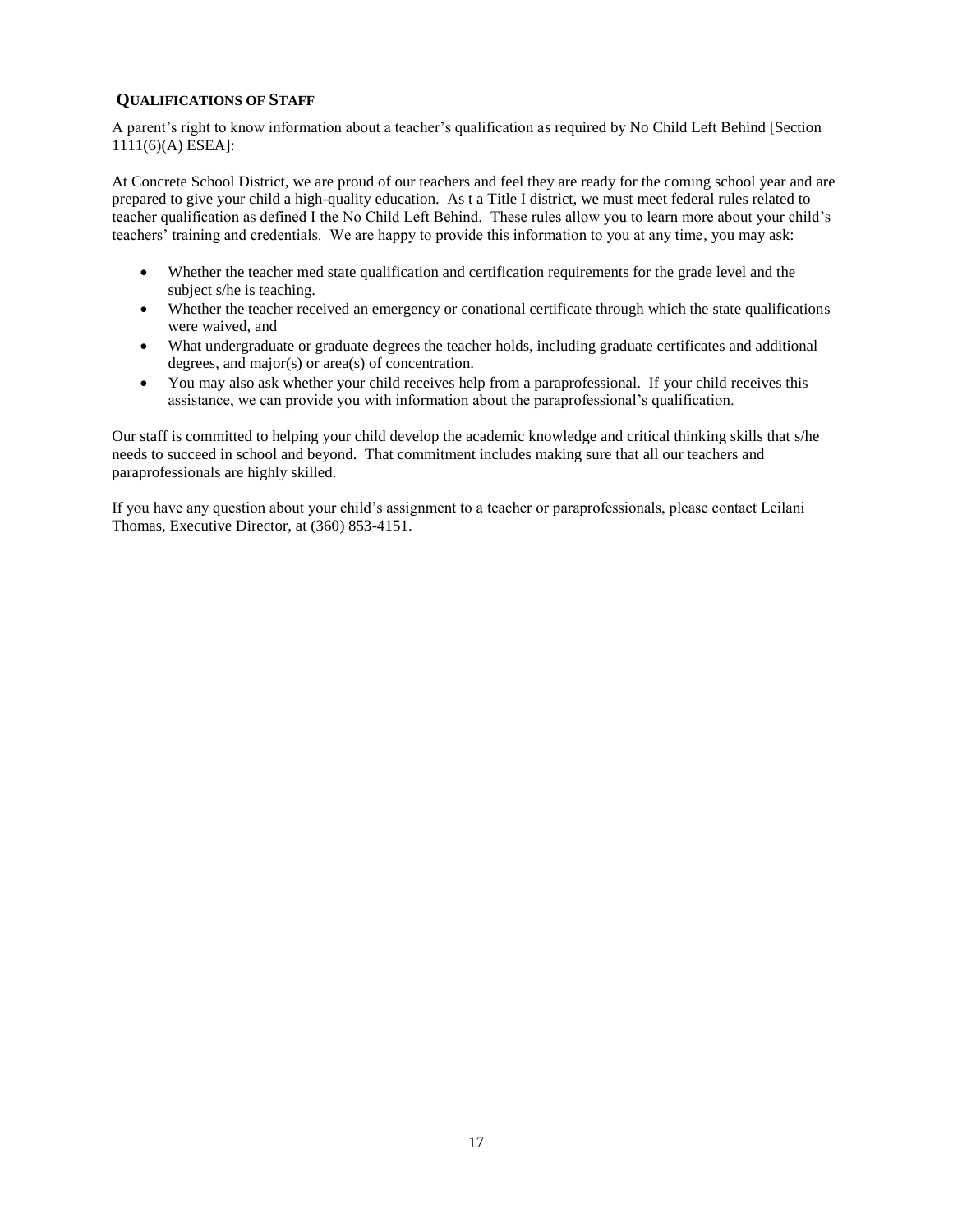## QUALIFICATIONS OF STAFF

A parent's right to know information about a teacher's qualification as required by No Child Left Behind [Section 1111(6)(A) ESEA]:

At Concrete School District, we are proud of our teachers and feel they are ready for the coming school year and are prepared to give your child a high-quality education. As t a Title I district, we must meet federal rules related to teacher qualification as defined I the No Child Left Behind. These rules allow you to learn more about your child's teachers' training and credentials. We are happy to provide this information to you at any time, you may ask:

- Whether the teacher med state qualification and certification requirements for the grade level and the subject s/he is teaching.
- Whether the teacher received an emergency or conational certificate through which the state qualifications were waived, and
- What undergraduate or graduate degrees the teacher holds, including graduate certificates and additional degrees, and major(s) or area(s) of concentration.
- You may also ask whether your child receives help from a paraprofessional. If your child receives this assistance, we can provide you with information about the paraprofessional's qualification.

Our staff is committed to helping your child develop the academic knowledge and critical thinking skills that s/he needs to succeed in school and beyond. That commitment includes making sure that all our teachers and paraprofessionals are highly skilled.

If you have any question about your child's assignment to a teacher or paraprofessionals, please contact Leilani Thomas, Executive Director, at (360) 853-4151.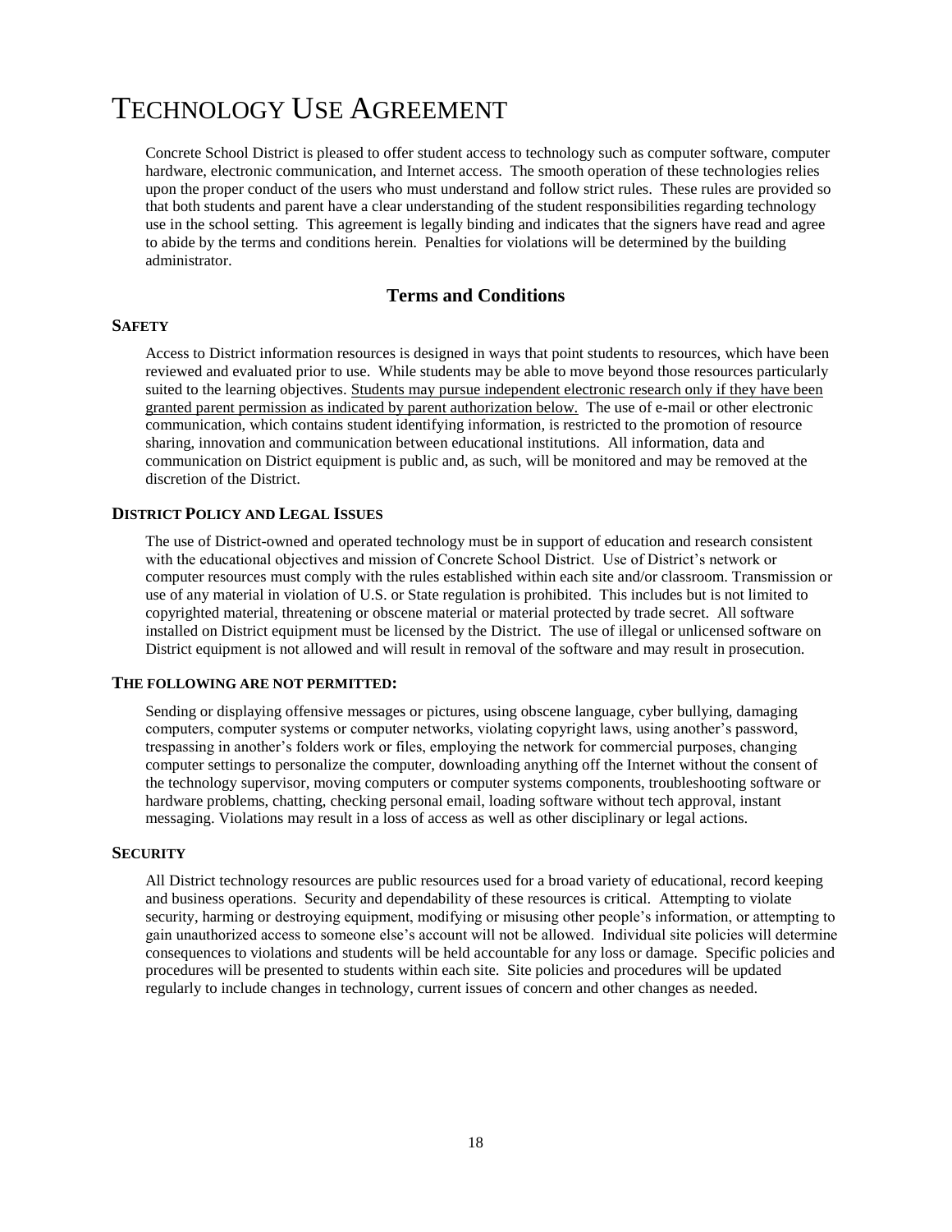# TECHNOLOGY USE AGREEMENT

Concrete School District is pleased to offer student access to technology such as computer software, computer hardware, electronic communication, and Internet access. The smooth operation of these technologies relies upon the proper conduct of the users who must understand and follow strict rules. These rules are provided so that both students and parent have a clear understanding of the student responsibilities regarding technology use in the school setting. This agreement is legally binding and indicates that the signers have read and agree to abide by the terms and conditions herein. Penalties for violations will be determined by the building administrator.

## Terms and Conditions

### SAFETY

Access to District information resources is designed in ways that point students to resources, which have been reviewed and evaluated prior to use. While students may be able to move beyond those resources particularly suited to the learning objectives. <u>Students may pursue independent electronic research only if they have been granted parent permission as indicated by parent authorization below.</u> The use of e-mail or other electronic communication, which contains student identifying information, is restricted to the promotion of resource sharing, innovation and communication between educational institutions. All information, data and communication on District equipment is public and, as such, will be monitored and may be removed at the discretion of the District.

### DISTRICT POLICY AND LEGAL ISSUES

The use of District-owned and operated technology must be in support of education and research consistent with the educational objectives and mission of Concrete School District. Use of District's network or computer resources must comply with the rules established within each site and/or classroom. Transmission or use of any material in violation of U.S. or State regulation is prohibited. This includes but is not limited to copyrighted material, threatening or obscene material or material protected by trade secret. All software installed on District equipment must be licensed by the District. The use of illegal or unlicensed software on District equipment is not allowed and will result in removal of the software and may result in prosecution.

### THE FOLLOWING ARE NOT PERMITTED:

Sending or displaying offensive messages or pictures, using obscene language, cyber bullying, damaging computers, computer systems or computer networks, violating copyright laws, using another's password, trespassing in another's folders work or files, employing the network for commercial purposes, changing computer settings to personalize the computer, downloading anything off the Internet without the consent of the technology supervisor, moving computers or computer systems components, troubleshooting software or hardware problems, chatting, checking personal email, loading software without tech approval, instant messaging. Violations may result in a loss of access as well as other disciplinary or legal actions.

### SECURITY

All District technology resources are public resources used for a broad variety of educational, record keeping and business operations. Security and dependability of these resources is critical. Attempting to violate security, harming or destroying equipment, modifying or misusing other people's information, or attempting to gain unauthorized access to someone else's account will not be allowed. Individual site policies will determine consequences to violations and students will be held accountable for any loss or damage. Specific policies and procedures will be presented to students within each site. Site policies and procedures will be updated regularly to include changes in technology, current issues of concern and other changes as needed.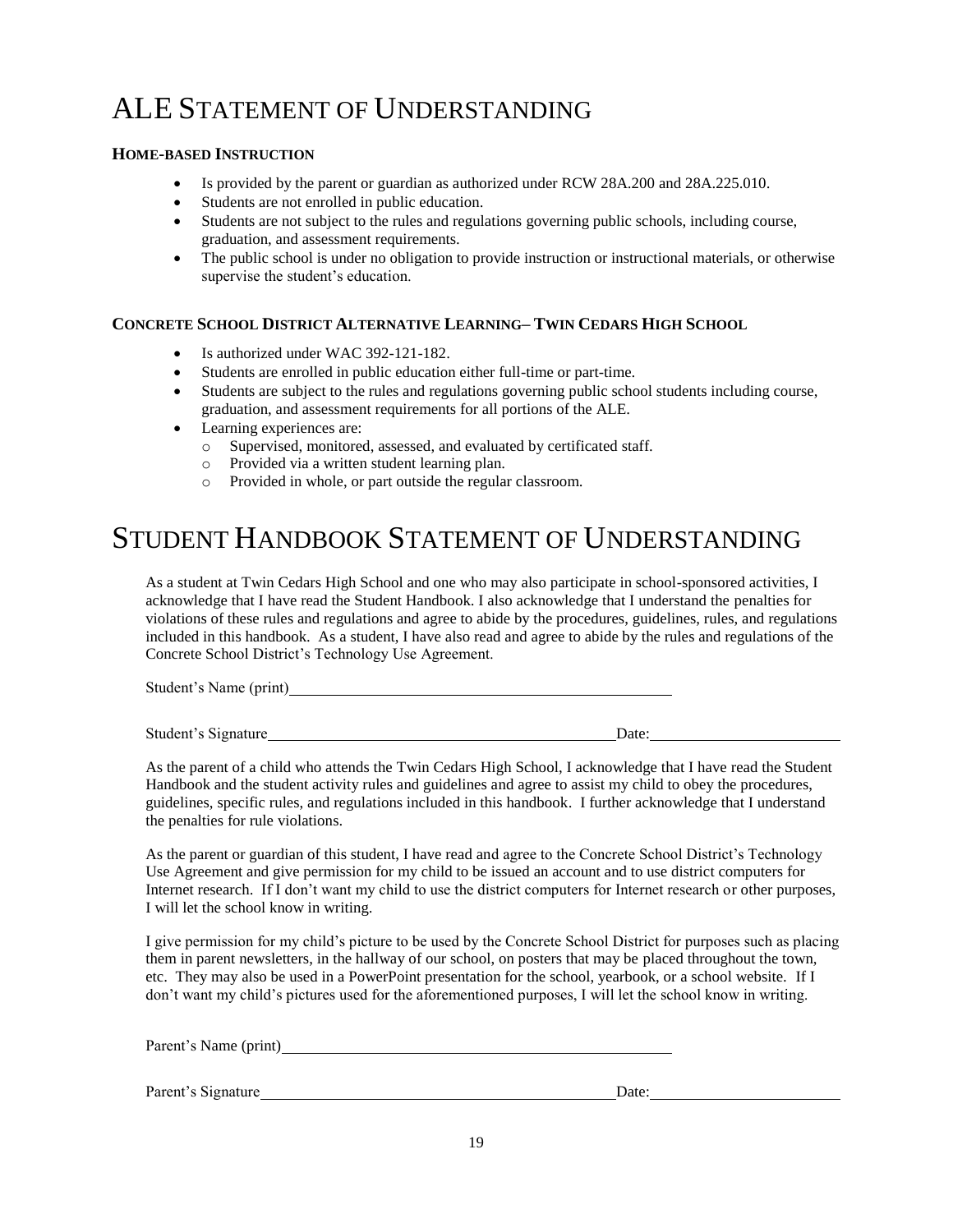# ALE Statement of Understanding

**Home-based Instruction**

- Is provided by the parent or guardian as authorized under RCW 28A.200 and 28A.225.010.
- Students are not enrolled in public education.
- Students are not subject to the rules and regulations governing public schools, including course, graduation, and assessment requirements.
- The public school is under no obligation to provide instruction or instructional materials, or otherwise supervise the student's education.

**Concrete School District Alternative Learning– Twin Cedars High School**

- Is authorized under WAC 392-121-182.
- Students are enrolled in public education either full-time or part-time.
- Students are subject to the rules and regulations governing public school students including course, graduation, and assessment requirements for all portions of the ALE.
- Learning experiences are:
  - Supervised, monitored, assessed, and evaluated by certificated staff.
  - Provided via a written student learning plan.
  - Provided in whole, or part outside the regular classroom.

# Student Handbook Statement of Understanding

As a student at Twin Cedars High School and one who may also participate in school-sponsored activities, I acknowledge that I have read the Student Handbook. I also acknowledge that I understand the penalties for violations of these rules and regulations and agree to abide by the procedures, guidelines, rules, and regulations included in this handbook. As a student, I have also read and agree to abide by the rules and regulations of the Concrete School District's Technology Use Agreement.

Student's Name (print)\_\_\_\_\_\_\_\_\_\_\_\_\_\_\_\_\_\_\_\_\_\_\_\_\_\_\_\_\_\_\_\_\_\_\_\_\_\_\_\_

Student's Signature\_\_\_\_\_\_\_\_\_\_\_\_\_\_\_\_\_\_\_\_\_\_\_\_\_\_\_\_\_\_\_\_\_\_\_\_\_\_ Date:\_\_\_\_\_\_\_\_\_\_\_\_\_\_\_\_\_\_\_\_

As the parent of a child who attends the Twin Cedars High School, I acknowledge that I have read the Student Handbook and the student activity rules and guidelines and agree to assist my child to obey the procedures, guidelines, specific rules, and regulations included in this handbook. I further acknowledge that I understand the penalties for rule violations.

As the parent or guardian of this student, I have read and agree to the Concrete School District's Technology Use Agreement and give permission for my child to be issued an account and to use district computers for Internet research. If I don't want my child to use the district computers for Internet research or other purposes, I will let the school know in writing.

I give permission for my child's picture to be used by the Concrete School District for purposes such as placing them in parent newsletters, in the hallway of our school, on posters that may be placed throughout the town, etc. They may also be used in a PowerPoint presentation for the school, yearbook, or a school website. If I don't want my child's pictures used for the aforementioned purposes, I will let the school know in writing.

Parent's Name (print)\_\_\_\_\_\_\_\_\_\_\_\_\_\_\_\_\_\_\_\_\_\_\_\_\_\_\_\_\_\_\_\_\_\_\_\_\_\_\_\_

Parent's Signature\_\_\_\_\_\_\_\_\_\_\_\_\_\_\_\_\_\_\_\_\_\_\_\_\_\_\_\_\_\_\_\_\_\_\_\_\_\_ Date:\_\_\_\_\_\_\_\_\_\_\_\_\_\_\_\_\_\_\_\_